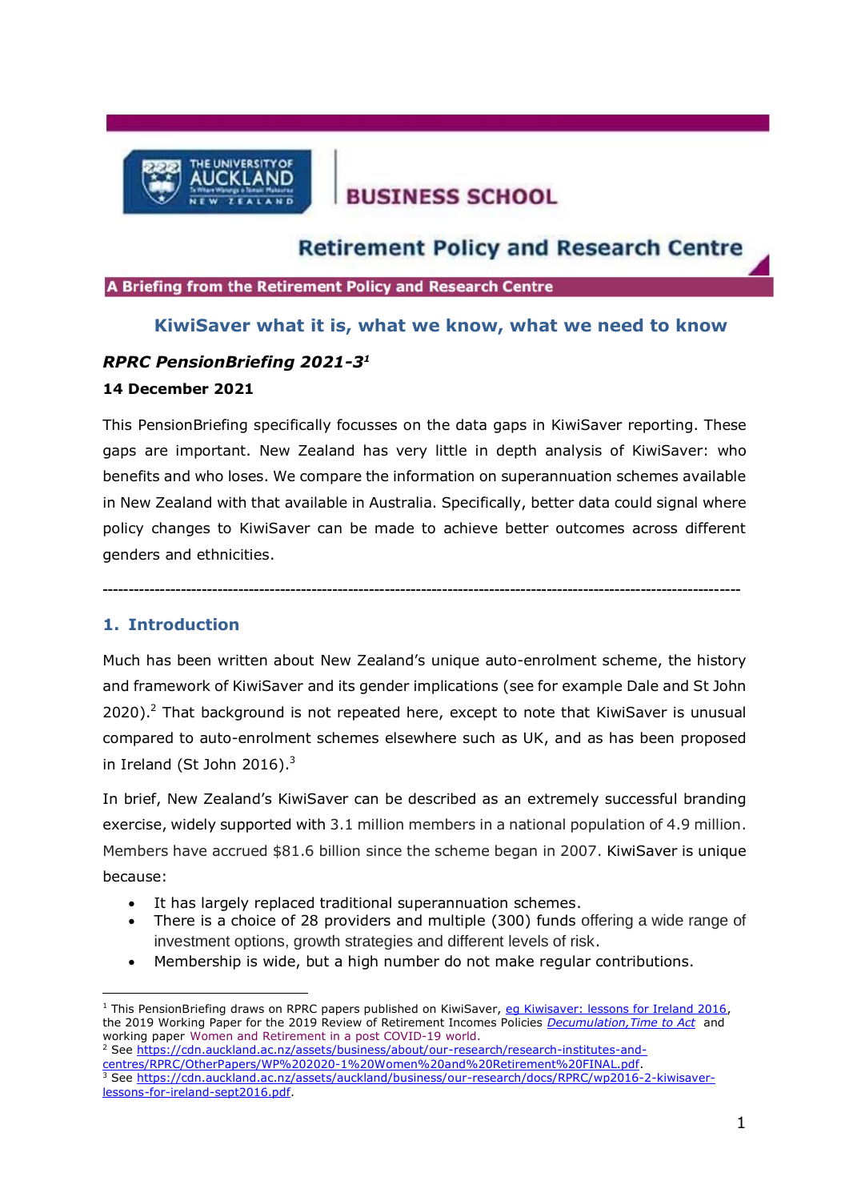THE UNIVERSITY OF AUCKLAND NEW ZEALAND

BUSINESS SCHOOL

Retirement Policy and Research Centre

A Briefing from the Retirement Policy and Research Centre

# KiwiSaver what it is, what we know, what we need to know

***RPRC PensionBriefing 2021-3***[1]

**14 December 2021**

This PensionBriefing specifically focusses on the data gaps in KiwiSaver reporting. These gaps are important. New Zealand has very little in depth analysis of KiwiSaver: who benefits and who loses. We compare the information on superannuation schemes available in New Zealand with that available in Australia. Specifically, better data could signal where policy changes to KiwiSaver can be made to achieve better outcomes across different genders and ethnicities.

---

## 1. Introduction

Much has been written about New Zealand's unique auto-enrolment scheme, the history and framework of KiwiSaver and its gender implications (see for example Dale and St John 2020).[2] That background is not repeated here, except to note that KiwiSaver is unusual compared to auto-enrolment schemes elsewhere such as UK, and as has been proposed in Ireland (St John 2016).[3]

In brief, New Zealand's KiwiSaver can be described as an extremely successful branding exercise, widely supported with 3.1 million members in a national population of 4.9 million. Members have accrued $81.6 billion since the scheme began in 2007. KiwiSaver is unique because:

- It has largely replaced traditional superannuation schemes.
- There is a choice of 28 providers and multiple (300) funds offering a wide range of investment options, growth strategies and different levels of risk.
- Membership is wide, but a high number do not make regular contributions.

---

[1] This PensionBriefing draws on RPRC papers published on KiwiSaver, eg Kiwisaver: lessons for Ireland 2016, the 2019 Working Paper for the 2019 Review of Retirement Incomes Policies *Decumulation,Time to Act* and working paper Women and Retirement in a post COVID-19 world.

[2] See https://cdn.auckland.ac.nz/assets/business/about/our-research/research-institutes-and-centres/RPRC/OtherPapers/WP%202020-1%20Women%20and%20Retirement%20FINAL.pdf.

[3] See https://cdn.auckland.ac.nz/assets/auckland/business/our-research/docs/RPRC/wp2016-2-kiwisaver-lessons-for-ireland-sept2016.pdf.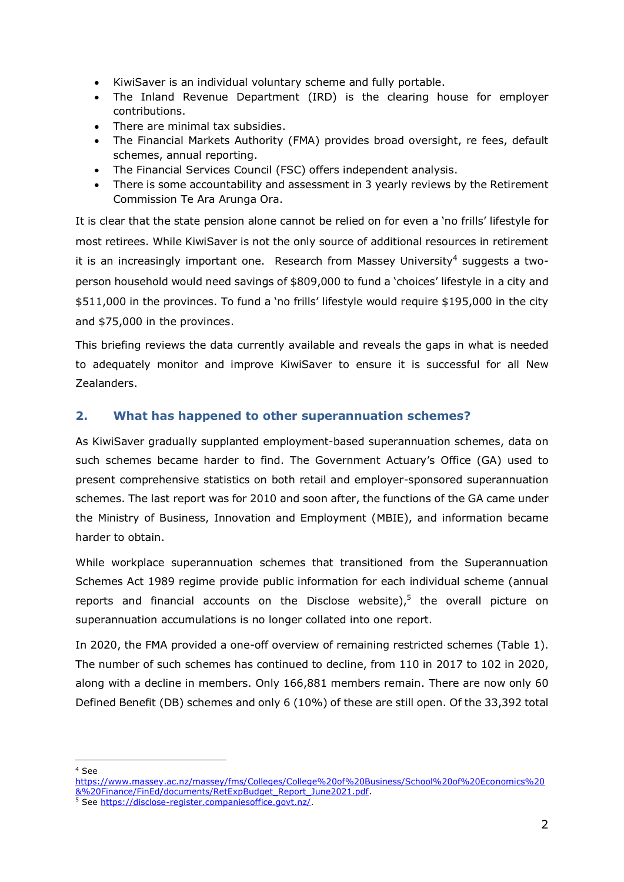- KiwiSaver is an individual voluntary scheme and fully portable.
- The Inland Revenue Department (IRD) is the clearing house for employer contributions.
- There are minimal tax subsidies.
- The Financial Markets Authority (FMA) provides broad oversight, re fees, default schemes, annual reporting.
- The Financial Services Council (FSC) offers independent analysis.
- There is some accountability and assessment in 3 yearly reviews by the Retirement Commission Te Ara Arunga Ora.

It is clear that the state pension alone cannot be relied on for even a 'no frills' lifestyle for most retirees. While KiwiSaver is not the only source of additional resources in retirement it is an increasingly important one. Research from Massey University[4] suggests a two-person household would need savings of $809,000 to fund a 'choices' lifestyle in a city and $511,000 in the provinces. To fund a 'no frills' lifestyle would require $195,000 in the city and $75,000 in the provinces.

This briefing reviews the data currently available and reveals the gaps in what is needed to adequately monitor and improve KiwiSaver to ensure it is successful for all New Zealanders.

## 2. What has happened to other superannuation schemes?

As KiwiSaver gradually supplanted employment-based superannuation schemes, data on such schemes became harder to find. The Government Actuary's Office (GA) used to present comprehensive statistics on both retail and employer-sponsored superannuation schemes. The last report was for 2010 and soon after, the functions of the GA came under the Ministry of Business, Innovation and Employment (MBIE), and information became harder to obtain.

While workplace superannuation schemes that transitioned from the Superannuation Schemes Act 1989 regime provide public information for each individual scheme (annual reports and financial accounts on the Disclose website),[5] the overall picture on superannuation accumulations is no longer collated into one report.

In 2020, the FMA provided a one-off overview of remaining restricted schemes (Table 1). The number of such schemes has continued to decline, from 110 in 2017 to 102 in 2020, along with a decline in members. Only 166,881 members remain. There are now only 60 Defined Benefit (DB) schemes and only 6 (10%) of these are still open. Of the 33,392 total

---

[4] See https://www.massey.ac.nz/massey/fms/Colleges/College%20of%20Business/School%20of%20Economics%20&%20Finance/FinEd/documents/RetExpBudget_Report_June2021.pdf.

[5] See https://disclose-register.companiesoffice.govt.nz/.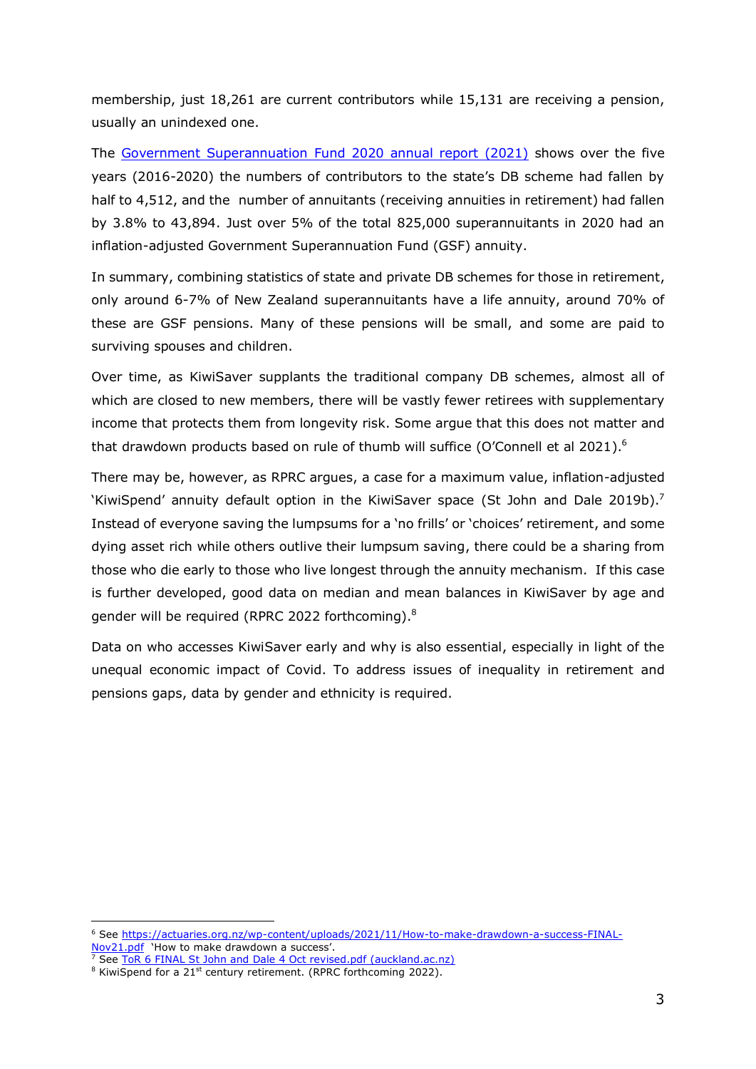membership, just 18,261 are current contributors while 15,131 are receiving a pension, usually an unindexed one.

The [Government Superannuation Fund 2020 annual report (2021)](#) shows over the five years (2016-2020) the numbers of contributors to the state's DB scheme had fallen by half to 4,512, and the number of annuitants (receiving annuities in retirement) had fallen by 3.8% to 43,894. Just over 5% of the total 825,000 superannuitants in 2020 had an inflation-adjusted Government Superannuation Fund (GSF) annuity.

In summary, combining statistics of state and private DB schemes for those in retirement, only around 6-7% of New Zealand superannuitants have a life annuity, around 70% of these are GSF pensions. Many of these pensions will be small, and some are paid to surviving spouses and children.

Over time, as KiwiSaver supplants the traditional company DB schemes, almost all of which are closed to new members, there will be vastly fewer retirees with supplementary income that protects them from longevity risk. Some argue that this does not matter and that drawdown products based on rule of thumb will suffice (O'Connell et al 2021).[6]

There may be, however, as RPRC argues, a case for a maximum value, inflation-adjusted 'KiwiSpend' annuity default option in the KiwiSaver space (St John and Dale 2019b).[7] Instead of everyone saving the lumpsums for a 'no frills' or 'choices' retirement, and some dying asset rich while others outlive their lumpsum saving, there could be a sharing from those who die early to those who live longest through the annuity mechanism. If this case is further developed, good data on median and mean balances in KiwiSaver by age and gender will be required (RPRC 2022 forthcoming).[8]

Data on who accesses KiwiSaver early and why is also essential, especially in light of the unequal economic impact of Covid. To address issues of inequality in retirement and pensions gaps, data by gender and ethnicity is required.

---

[6] See https://actuaries.org.nz/wp-content/uploads/2021/11/How-to-make-drawdown-a-success-FINAL-Nov21.pdf 'How to make drawdown a success'.

[7] See ToR 6 FINAL St John and Dale 4 Oct revised.pdf (auckland.ac.nz)

[8] KiwiSpend for a 21st century retirement. (RPRC forthcoming 2022).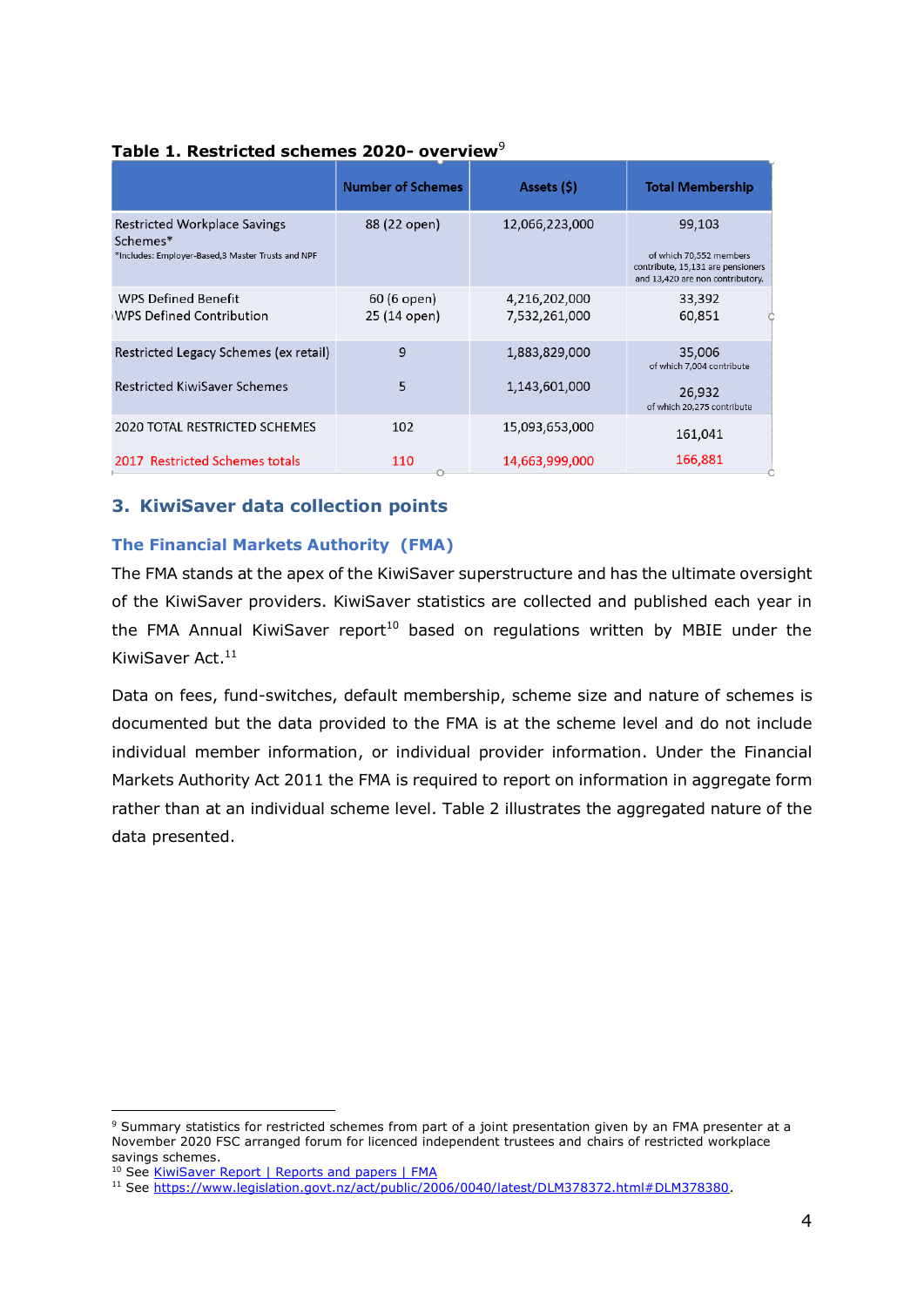**Table 1. Restricted schemes 2020- overview**[9]

| | Number of Schemes | Assets ($) | Total Membership |
|---|---|---|---|
| Restricted Workplace Savings Schemes* <br> *Includes: Employer-Based,3 Master Trusts and NPF | 88 (22 open) | 12,066,223,000 | 99,103 <br> of which 70,552 members contribute, 15,131 are pensioners and 13,420 are non contributory. |
| WPS Defined Benefit <br> WPS Defined Contribution | 60 (6 open) <br> 25 (14 open) | 4,216,202,000 <br> 7,532,261,000 | 33,392 <br> 60,851 |
| Restricted Legacy Schemes (ex retail) <br> Restricted KiwiSaver Schemes | 9 <br> 5 | 1,883,829,000 <br> 1,143,601,000 | 35,006 of which 7,004 contribute <br> 26,932 of which 20,275 contribute |
| 2020 TOTAL RESTRICTED SCHEMES <br> 2017 Restricted Schemes totals | 102 <br> 110 | 15,093,653,000 <br> 14,663,999,000 | 161,041 <br> 166,881 |

## 3. KiwiSaver data collection points

### The Financial Markets Authority (FMA)

The FMA stands at the apex of the KiwiSaver superstructure and has the ultimate oversight of the KiwiSaver providers. KiwiSaver statistics are collected and published each year in the FMA Annual KiwiSaver report[10] based on regulations written by MBIE under the KiwiSaver Act.[11]

Data on fees, fund-switches, default membership, scheme size and nature of schemes is documented but the data provided to the FMA is at the scheme level and do not include individual member information, or individual provider information. Under the Financial Markets Authority Act 2011 the FMA is required to report on information in aggregate form rather than at an individual scheme level. Table 2 illustrates the aggregated nature of the data presented.

---

[9] Summary statistics for restricted schemes from part of a joint presentation given by an FMA presenter at a November 2020 FSC arranged forum for licenced independent trustees and chairs of restricted workplace savings schemes.

[10] See KiwiSaver Report | Reports and papers | FMA

[11] See https://www.legislation.govt.nz/act/public/2006/0040/latest/DLM378372.html#DLM378380.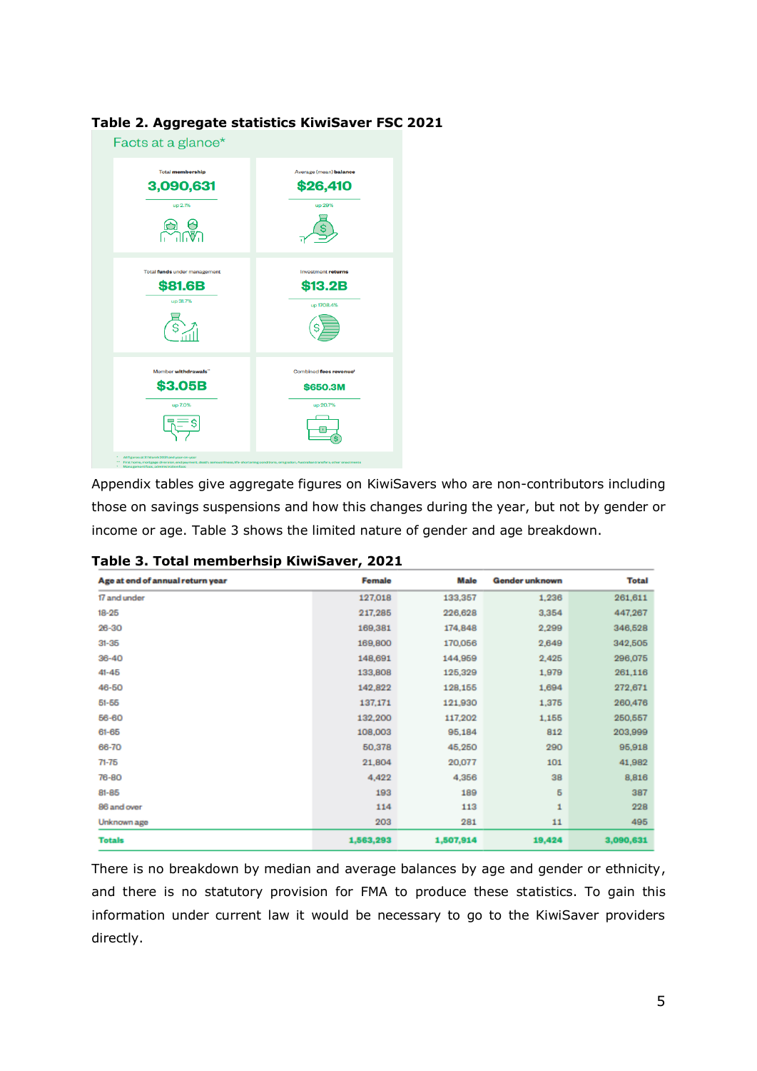**Table 2. Aggregate statistics KiwiSaver FSC 2021**

Facts at a glance*

| | |
|---|---|
| Total **membership** | Average (mean) **balance** |
| **3,090,631** | **$26,410** |
| up 2.7% | up 29% |
| Total **funds** under management | Investment **returns** |
| **$81.6B** | **$13.2B** |
| up 31.7% | up 1708.4% |
| Member **withdrawals**** | Combined **fees revenue**† |
| **$3.05B** | **$650.3M** |
| up 7.0% | up 20.7% |

Appendix tables give aggregate figures on KiwiSavers who are non-contributors including those on savings suspensions and how this changes during the year, but not by gender or income or age. Table 3 shows the limited nature of gender and age breakdown.

**Table 3. Total memberhsip KiwiSaver, 2021**

| Age at end of annual return year | Female | Male | Gender unknown | Total |
|---|---|---|---|---|
| 17 and under | 127,018 | 133,357 | 1,236 | 261,611 |
| 18-25 | 217,285 | 226,628 | 3,354 | 447,267 |
| 26-30 | 169,381 | 174,848 | 2,299 | 346,528 |
| 31-35 | 169,800 | 170,056 | 2,649 | 342,505 |
| 36-40 | 148,691 | 144,959 | 2,425 | 296,075 |
| 41-45 | 133,808 | 125,329 | 1,979 | 261,116 |
| 46-50 | 142,822 | 128,155 | 1,694 | 272,671 |
| 51-55 | 137,171 | 121,930 | 1,375 | 260,476 |
| 56-60 | 132,200 | 117,202 | 1,155 | 250,557 |
| 61-65 | 108,003 | 95,184 | 812 | 203,999 |
| 66-70 | 50,378 | 45,250 | 290 | 95,918 |
| 71-75 | 21,804 | 20,077 | 101 | 41,982 |
| 76-80 | 4,422 | 4,356 | 38 | 8,816 |
| 81-85 | 193 | 189 | 5 | 387 |
| 86 and over | 114 | 113 | 1 | 228 |
| Unknown age | 203 | 281 | 11 | 495 |
| **Totals** | **1,563,293** | **1,507,914** | **19,424** | **3,090,631** |

There is no breakdown by median and average balances by age and gender or ethnicity, and there is no statutory provision for FMA to produce these statistics. To gain this information under current law it would be necessary to go to the KiwiSaver providers directly.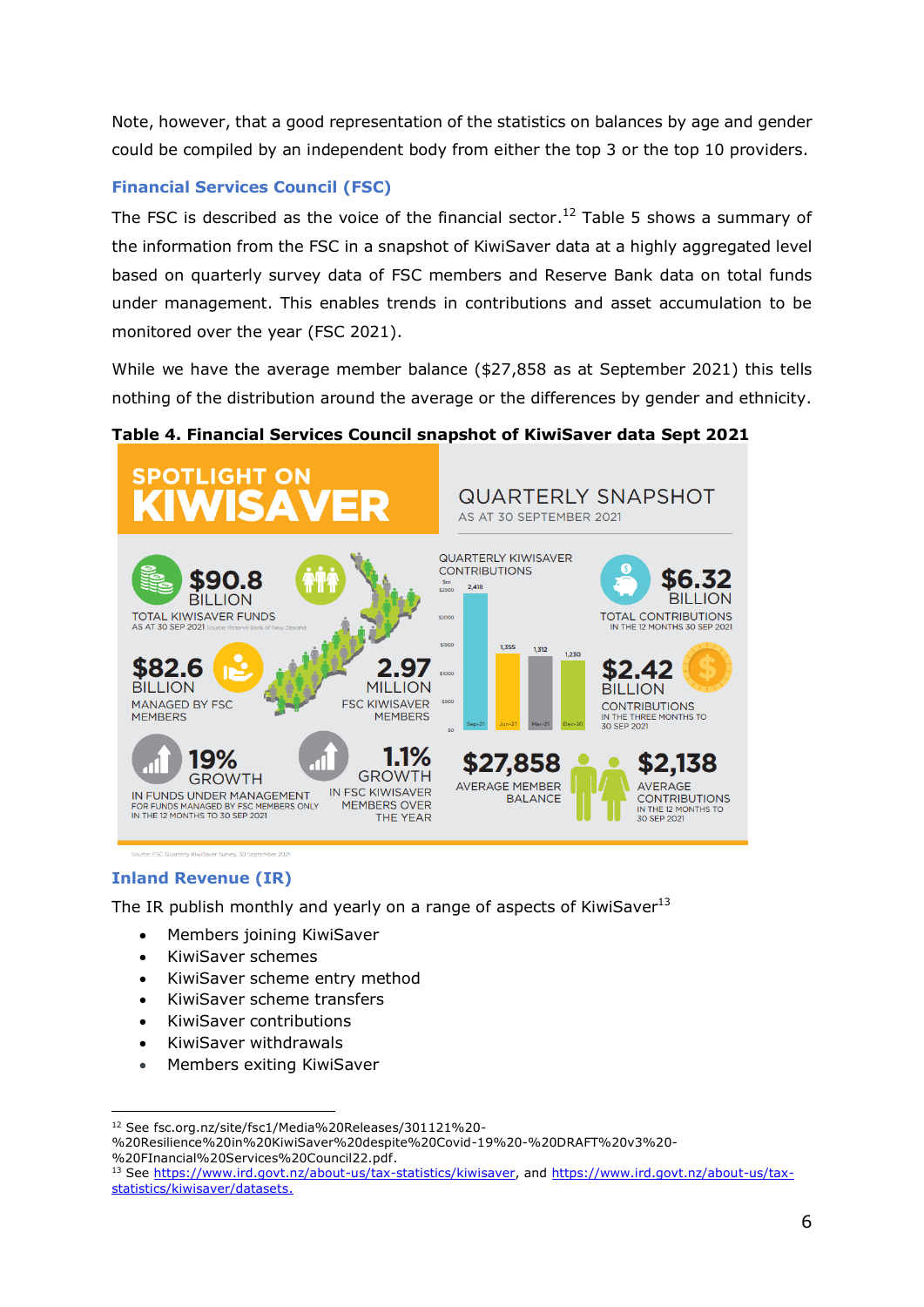Note, however, that a good representation of the statistics on balances by age and gender could be compiled by an independent body from either the top 3 or the top 10 providers.

### Financial Services Council (FSC)

The FSC is described as the voice of the financial sector.[12] Table 5 shows a summary of the information from the FSC in a snapshot of KiwiSaver data at a highly aggregated level based on quarterly survey data of FSC members and Reserve Bank data on total funds under management. This enables trends in contributions and asset accumulation to be monitored over the year (FSC 2021).

While we have the average member balance ($27,858 as at September 2021) this tells nothing of the distribution around the average or the differences by gender and ethnicity.

**Table 4. Financial Services Council snapshot of KiwiSaver data Sept 2021**

SPOTLIGHT ON KIWISAVER

QUARTERLY SNAPSHOT AS AT 30 SEPTEMBER 2021

**$90.8 BILLION** TOTAL KIWISAVER FUNDS AS AT 30 SEP 2021 Source: Reserve Bank of New Zealand

**$82.6 BILLION** MANAGED BY FSC MEMBERS

**2.97 MILLION** FSC KIWISAVER MEMBERS

**19% GROWTH** IN FUNDS UNDER MANAGEMENT FOR FUNDS MANAGED BY FSC MEMBERS ONLY IN THE 12 MONTHS TO 30 SEP 2021

**1.1% GROWTH** IN FSC KIWISAVER MEMBERS OVER THE YEAR

QUARTERLY KIWISAVER CONTRIBUTIONS ($m)

| Quarter | $m |
|---|---|
| Sep-21 | 2,418 |
| Jun-21 | 1,355 |
| Mar-21 | 1,312 |
| Dec-20 | 1,230 |

**$6.32 BILLION** TOTAL CONTRIBUTIONS IN THE 12 MONTHS 30 SEP 2021

**$2.42 BILLION** CONTRIBUTIONS IN THE THREE MONTHS TO 30 SEP 2021

**$27,858** AVERAGE MEMBER BALANCE

**$2,138** AVERAGE CONTRIBUTIONS IN THE 12 MONTHS TO 30 SEP 2021

Source: FSC Quarterly KiwiSaver Survey, 30 September 2021

### Inland Revenue (IR)

The IR publish monthly and yearly on a range of aspects of KiwiSaver[13]

- Members joining KiwiSaver
- KiwiSaver schemes
- KiwiSaver scheme entry method
- KiwiSaver scheme transfers
- KiwiSaver contributions
- KiwiSaver withdrawals
- Members exiting KiwiSaver

---

[12] See fsc.org.nz/site/fsc1/Media%20Releases/301121%20-%20Resilience%20in%20KiwiSaver%20despite%20Covid-19%20-%20DRAFT%20v3%20-%20FInancial%20Services%20Council22.pdf.

[13] See https://www.ird.govt.nz/about-us/tax-statistics/kiwisaver, and https://www.ird.govt.nz/about-us/tax-statistics/kiwisaver/datasets.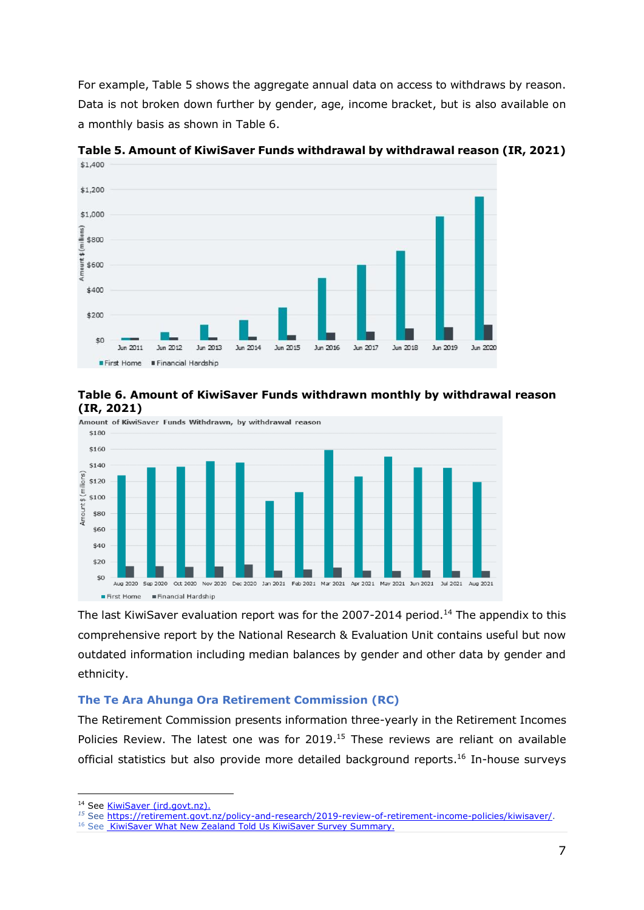For example, Table 5 shows the aggregate annual data on access to withdraws by reason. Data is not broken down further by gender, age, income bracket, but is also available on a monthly basis as shown in Table 6.

**Table 5. Amount of KiwiSaver Funds withdrawal by withdrawal reason (IR, 2021)**

**Table 6. Amount of KiwiSaver Funds withdrawn monthly by withdrawal reason (IR, 2021)**

The last KiwiSaver evaluation report was for the 2007-2014 period.[14] The appendix to this comprehensive report by the National Research & Evaluation Unit contains useful but now outdated information including median balances by gender and other data by gender and ethnicity.

### The Te Ara Ahunga Ora Retirement Commission (RC)

The Retirement Commission presents information three-yearly in the Retirement Incomes Policies Review. The latest one was for 2019.[15] These reviews are reliant on available official statistics but also provide more detailed background reports.[16] In-house surveys

---

[14] See KiwiSaver (ird.govt.nz).
[15] See https://retirement.govt.nz/policy-and-research/2019-review-of-retirement-income-policies/kiwisaver/.
[16] See KiwiSaver What New Zealand Told Us KiwiSaver Survey Summary.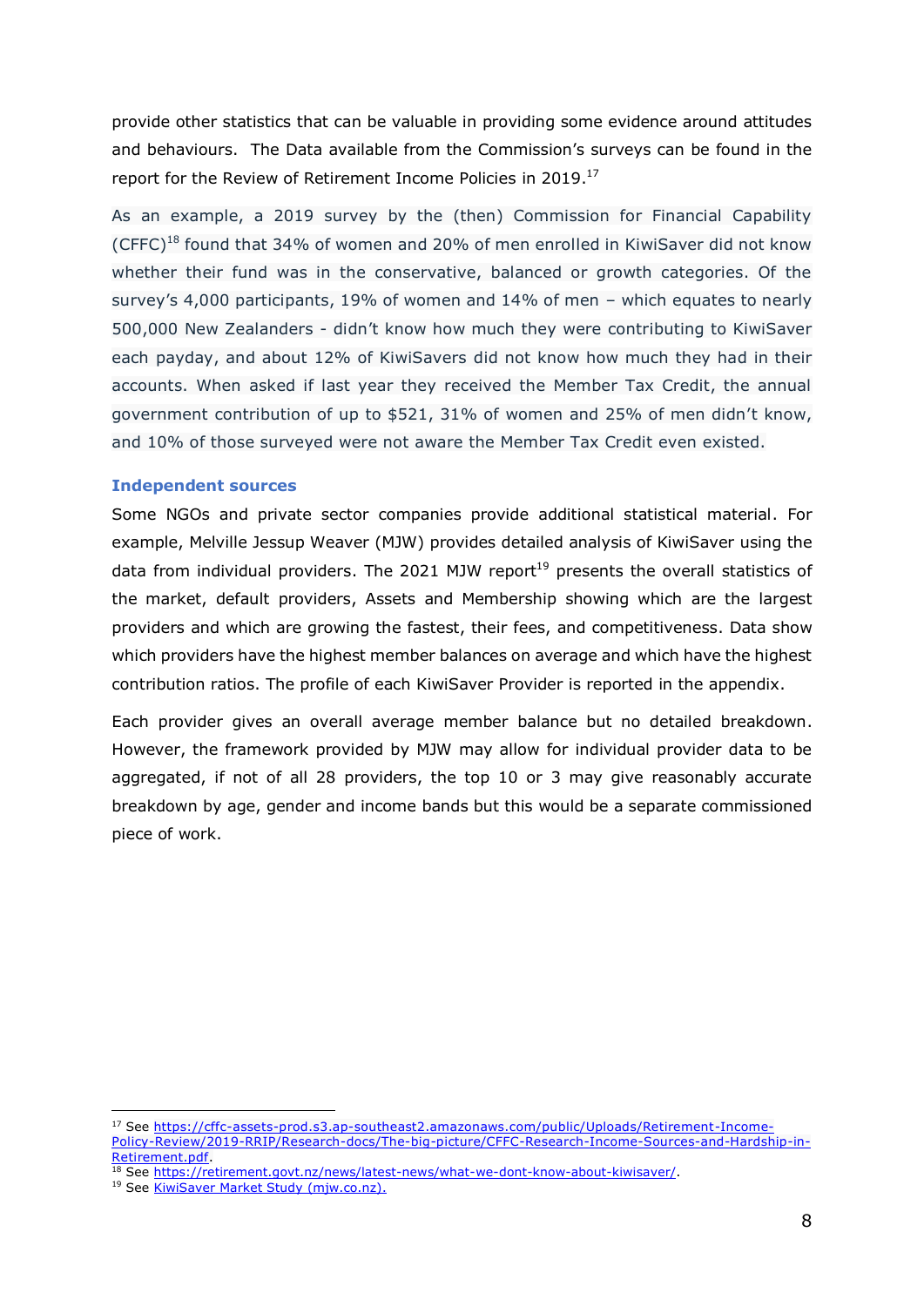provide other statistics that can be valuable in providing some evidence around attitudes and behaviours. The Data available from the Commission's surveys can be found in the report for the Review of Retirement Income Policies in 2019.[17]

As an example, a 2019 survey by the (then) Commission for Financial Capability (CFFC)[18] found that 34% of women and 20% of men enrolled in KiwiSaver did not know whether their fund was in the conservative, balanced or growth categories. Of the survey's 4,000 participants, 19% of women and 14% of men – which equates to nearly 500,000 New Zealanders - didn't know how much they were contributing to KiwiSaver each payday, and about 12% of KiwiSavers did not know how much they had in their accounts. When asked if last year they received the Member Tax Credit, the annual government contribution of up to $521, 31% of women and 25% of men didn't know, and 10% of those surveyed were not aware the Member Tax Credit even existed.

### Independent sources

Some NGOs and private sector companies provide additional statistical material. For example, Melville Jessup Weaver (MJW) provides detailed analysis of KiwiSaver using the data from individual providers. The 2021 MJW report[19] presents the overall statistics of the market, default providers, Assets and Membership showing which are the largest providers and which are growing the fastest, their fees, and competitiveness. Data show which providers have the highest member balances on average and which have the highest contribution ratios. The profile of each KiwiSaver Provider is reported in the appendix.

Each provider gives an overall average member balance but no detailed breakdown. However, the framework provided by MJW may allow for individual provider data to be aggregated, if not of all 28 providers, the top 10 or 3 may give reasonably accurate breakdown by age, gender and income bands but this would be a separate commissioned piece of work.

---

[17] See https://cffc-assets-prod.s3.ap-southeast2.amazonaws.com/public/Uploads/Retirement-Income-Policy-Review/2019-RRIP/Research-docs/The-big-picture/CFFC-Research-Income-Sources-and-Hardship-in-Retirement.pdf.

[18] See https://retirement.govt.nz/news/latest-news/what-we-dont-know-about-kiwisaver/.

[19] See KiwiSaver Market Study (mjw.co.nz).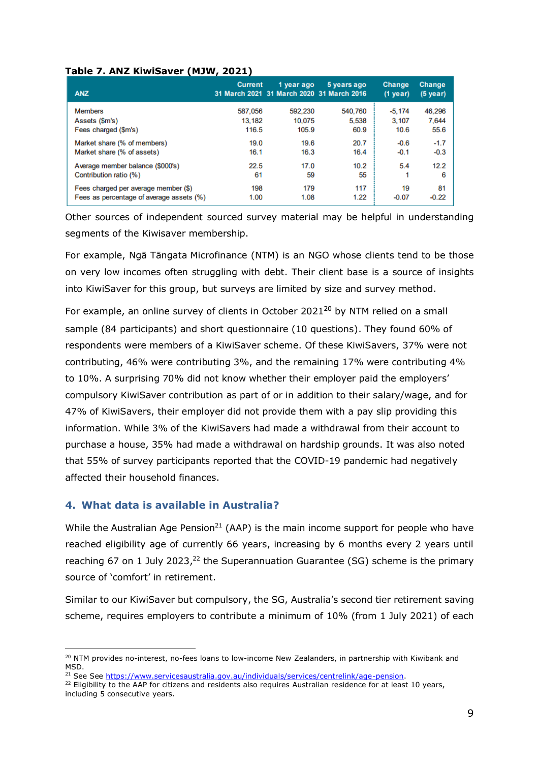**Table 7. ANZ KiwiSaver (MJW, 2021)**

| ANZ | Current 31 March 2021 | 1 year ago 31 March 2020 | 5 years ago 31 March 2016 | Change (1 year) | Change (5 year) |
|---|---|---|---|---|---|
| Members | 587,056 | 592,230 | 540,760 | -5,174 | 46,296 |
| Assets ($m's) | 13,182 | 10,075 | 5,538 | 3,107 | 7,644 |
| Fees charged ($m's) | 116.5 | 105.9 | 60.9 | 10.6 | 55.6 |
| Market share (% of members) | 19.0 | 19.6 | 20.7 | -0.6 | -1.7 |
| Market share (% of assets) | 16.1 | 16.3 | 16.4 | -0.1 | -0.3 |
| Average member balance ($000's) | 22.5 | 17.0 | 10.2 | 5.4 | 12.2 |
| Contribution ratio (%) | 61 | 59 | 55 | 1 | 6 |
| Fees charged per average member ($) | 198 | 179 | 117 | 19 | 81 |
| Fees as percentage of average assets (%) | 1.00 | 1.08 | 1.22 | -0.07 | -0.22 |

Other sources of independent sourced survey material may be helpful in understanding segments of the Kiwisaver membership.

For example, Ngā Tāngata Microfinance (NTM) is an NGO whose clients tend to be those on very low incomes often struggling with debt. Their client base is a source of insights into KiwiSaver for this group, but surveys are limited by size and survey method.

For example, an online survey of clients in October 2021[20] by NTM relied on a small sample (84 participants) and short questionnaire (10 questions). They found 60% of respondents were members of a KiwiSaver scheme. Of these KiwiSavers, 37% were not contributing, 46% were contributing 3%, and the remaining 17% were contributing 4% to 10%. A surprising 70% did not know whether their employer paid the employers' compulsory KiwiSaver contribution as part of or in addition to their salary/wage, and for 47% of KiwiSavers, their employer did not provide them with a pay slip providing this information. While 3% of the KiwiSavers had made a withdrawal from their account to purchase a house, 35% had made a withdrawal on hardship grounds. It was also noted that 55% of survey participants reported that the COVID-19 pandemic had negatively affected their household finances.

## 4. What data is available in Australia?

While the Australian Age Pension[21] (AAP) is the main income support for people who have reached eligibility age of currently 66 years, increasing by 6 months every 2 years until reaching 67 on 1 July 2023,[22] the Superannuation Guarantee (SG) scheme is the primary source of 'comfort' in retirement.

Similar to our KiwiSaver but compulsory, the SG, Australia's second tier retirement saving scheme, requires employers to contribute a minimum of 10% (from 1 July 2021) of each

---

[20] NTM provides no-interest, no-fees loans to low-income New Zealanders, in partnership with Kiwibank and MSD.

[21] See See https://www.servicesaustralia.gov.au/individuals/services/centrelink/age-pension.

[22] Eligibility to the AAP for citizens and residents also requires Australian residence for at least 10 years, including 5 consecutive years.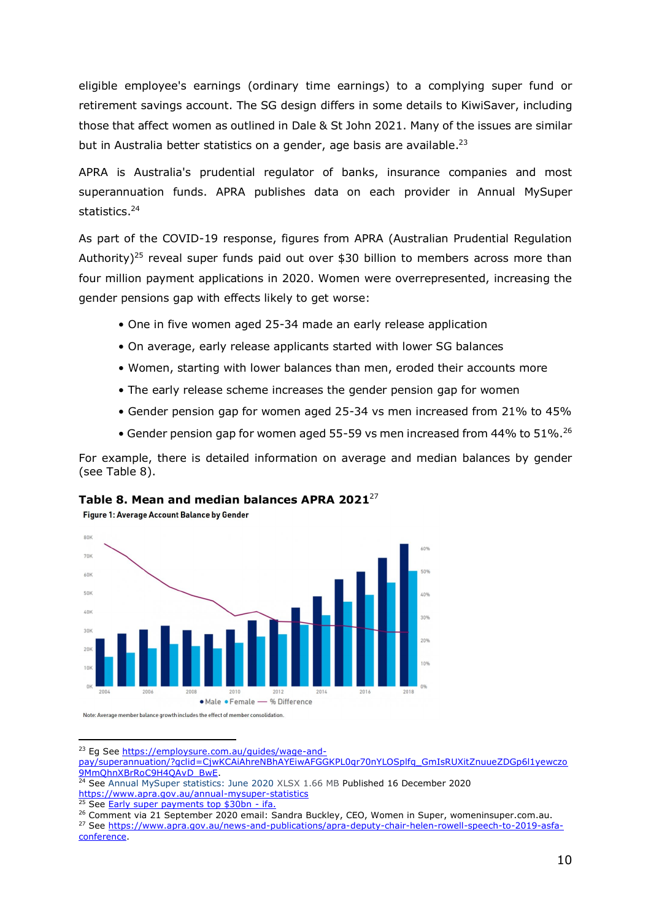eligible employee's earnings (ordinary time earnings) to a complying super fund or retirement savings account. The SG design differs in some details to KiwiSaver, including those that affect women as outlined in Dale & St John 2021. Many of the issues are similar but in Australia better statistics on a gender, age basis are available.[23]

APRA is Australia's prudential regulator of banks, insurance companies and most superannuation funds. APRA publishes data on each provider in Annual MySuper statistics.[24]

As part of the COVID-19 response, figures from APRA (Australian Prudential Regulation Authority)[25] reveal super funds paid out over $30 billion to members across more than four million payment applications in 2020. Women were overrepresented, increasing the gender pensions gap with effects likely to get worse:

- One in five women aged 25-34 made an early release application
- On average, early release applicants started with lower SG balances
- Women, starting with lower balances than men, eroded their accounts more
- The early release scheme increases the gender pension gap for women
- Gender pension gap for women aged 25-34 vs men increased from 21% to 45%
- Gender pension gap for women aged 55-59 vs men increased from 44% to 51%.[26]

For example, there is detailed information on average and median balances by gender (see Table 8).

**Table 8. Mean and median balances APRA 2021**[27]

**Figure 1: Average Account Balance by Gender**

Male, Female, % Difference (2004–2018)

Note: Average member balance growth includes the effect of member consolidation.

---

[23] Eg See https://employsure.com.au/guides/wage-and-pay/superannuation/?gclid=CjwKCAiAhreNBhAYEiwAFGGKPL0qr70nYLOSplfq_GmIsRUXitZnuueZDGp6l1yewczo9MmQhnXBrRoC9H4QAvD_BwE.

[24] See Annual MySuper statistics: June 2020 XLSX 1.66 MB Published 16 December 2020 https://www.apra.gov.au/annual-mysuper-statistics

[25] See Early super payments top $30bn - ifa.

[26] Comment via 21 September 2020 email: Sandra Buckley, CEO, Women in Super, womeninsuper.com.au.

[27] See https://www.apra.gov.au/news-and-publications/apra-deputy-chair-helen-rowell-speech-to-2019-asfa-conference.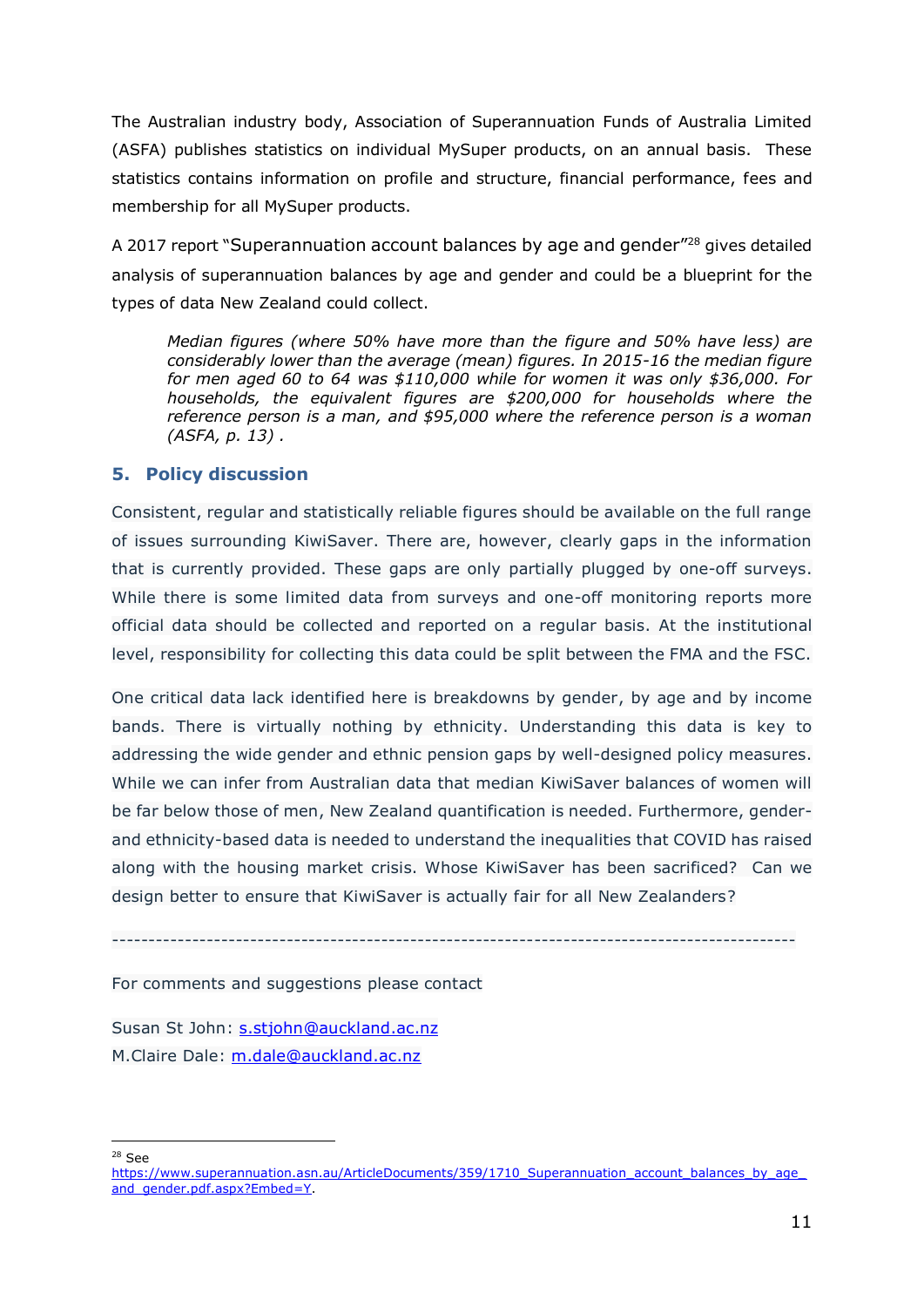The Australian industry body, Association of Superannuation Funds of Australia Limited (ASFA) publishes statistics on individual MySuper products, on an annual basis. These statistics contains information on profile and structure, financial performance, fees and membership for all MySuper products.

A 2017 report "Superannuation account balances by age and gender"[28] gives detailed analysis of superannuation balances by age and gender and could be a blueprint for the types of data New Zealand could collect.

> *Median figures (where 50% have more than the figure and 50% have less) are considerably lower than the average (mean) figures. In 2015-16 the median figure for men aged 60 to 64 was $110,000 while for women it was only $36,000. For households, the equivalent figures are $200,000 for households where the reference person is a man, and $95,000 where the reference person is a woman (ASFA, p. 13) .*

## 5. Policy discussion

Consistent, regular and statistically reliable figures should be available on the full range of issues surrounding KiwiSaver. There are, however, clearly gaps in the information that is currently provided. These gaps are only partially plugged by one-off surveys. While there is some limited data from surveys and one-off monitoring reports more official data should be collected and reported on a regular basis. At the institutional level, responsibility for collecting this data could be split between the FMA and the FSC.

One critical data lack identified here is breakdowns by gender, by age and by income bands. There is virtually nothing by ethnicity. Understanding this data is key to addressing the wide gender and ethnic pension gaps by well-designed policy measures. While we can infer from Australian data that median KiwiSaver balances of women will be far below those of men, New Zealand quantification is needed. Furthermore, gender- and ethnicity-based data is needed to understand the inequalities that COVID has raised along with the housing market crisis. Whose KiwiSaver has been sacrificed? Can we design better to ensure that KiwiSaver is actually fair for all New Zealanders?

---

For comments and suggestions please contact

Susan St John: s.stjohn@auckland.ac.nz
M.Claire Dale: m.dale@auckland.ac.nz

[28] See https://www.superannuation.asn.au/ArticleDocuments/359/1710_Superannuation_account_balances_by_age_and_gender.pdf.aspx?Embed=Y.